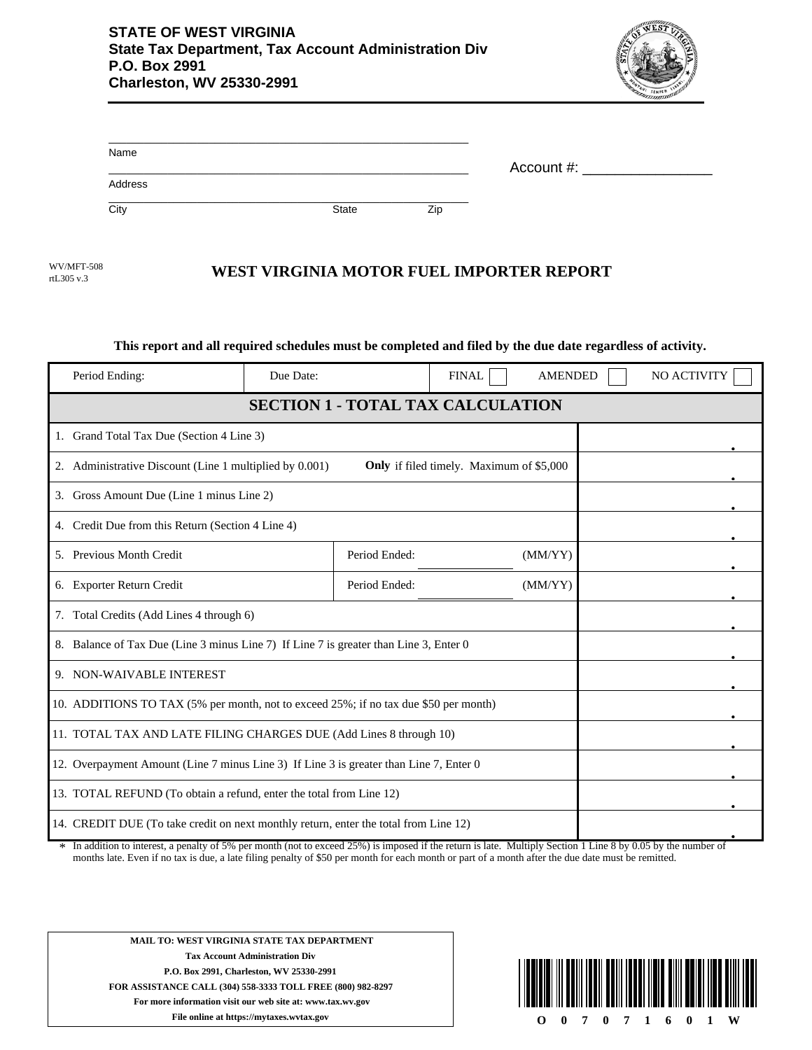**STATE OF WEST VIRGINIA**
**State Tax Department, Tax Account Administration Div**
**P.O. Box 2991**
**Charleston, WV 25330-2991**

Name ______________________________________________

Address ______________________________________________

City ______________________ State __________ Zip __________

Account #: ________________

WV/MFT-508
rtL305 v.3

# WEST VIRGINIA MOTOR FUEL IMPORTER REPORT

**This report and all required schedules must be completed and filed by the due date regardless of activity.**

| Period Ending: | Due Date: | FINAL ☐ | AMENDED ☐ | NO ACTIVITY ☐ |
|---|---|---|---|---|

## SECTION 1 - TOTAL TAX CALCULATION

| Line | | Amount |
|---|---|---|
| 1. Grand Total Tax Due (Section 4 Line 3) | | . |
| 2. Administrative Discount (Line 1 multiplied by 0.001) | **Only** if filed timely. Maximum of $5,000 | . |
| 3. Gross Amount Due (Line 1 minus Line 2) | | . |
| 4. Credit Due from this Return (Section 4 Line 4) | | . |
| 5. Previous Month Credit | Period Ended: __________ (MM/YY) | . |
| 6. Exporter Return Credit | Period Ended: __________ (MM/YY) | . |
| 7. Total Credits (Add Lines 4 through 6) | | . |
| 8. Balance of Tax Due (Line 3 minus Line 7) If Line 7 is greater than Line 3, Enter 0 | | . |
| 9. NON-WAIVABLE INTEREST | | . |
| 10. ADDITIONS TO TAX (5% per month, not to exceed 25%; if no tax due $50 per month) | | . |
| 11. TOTAL TAX AND LATE FILING CHARGES DUE (Add Lines 8 through 10) | | . |
| 12. Overpayment Amount (Line 7 minus Line 3) If Line 3 is greater than Line 7, Enter 0 | | . |
| 13. TOTAL REFUND (To obtain a refund, enter the total from Line 12) | | . |
| 14. CREDIT DUE (To take credit on next monthly return, enter the total from Line 12) | | . |

* In addition to interest, a penalty of 5% per month (not to exceed 25%) is imposed if the return is late. Multiply Section 1 Line 8 by 0.05 by the number of months late. Even if no tax is due, a late filing penalty of $50 per month for each month or part of a month after the due date must be remitted.

**MAIL TO: WEST VIRGINIA STATE TAX DEPARTMENT**
**Tax Account Administration Div**
**P.O. Box 2991, Charleston, WV 25330-2991**
**FOR ASSISTANCE CALL (304) 558-3333 TOLL FREE (800) 982-8297**
**For more information visit our web site at: www.tax.wv.gov**
**File online at https://mytaxes.wvtax.gov**

O 0 7 0 7 1 6 0 1 W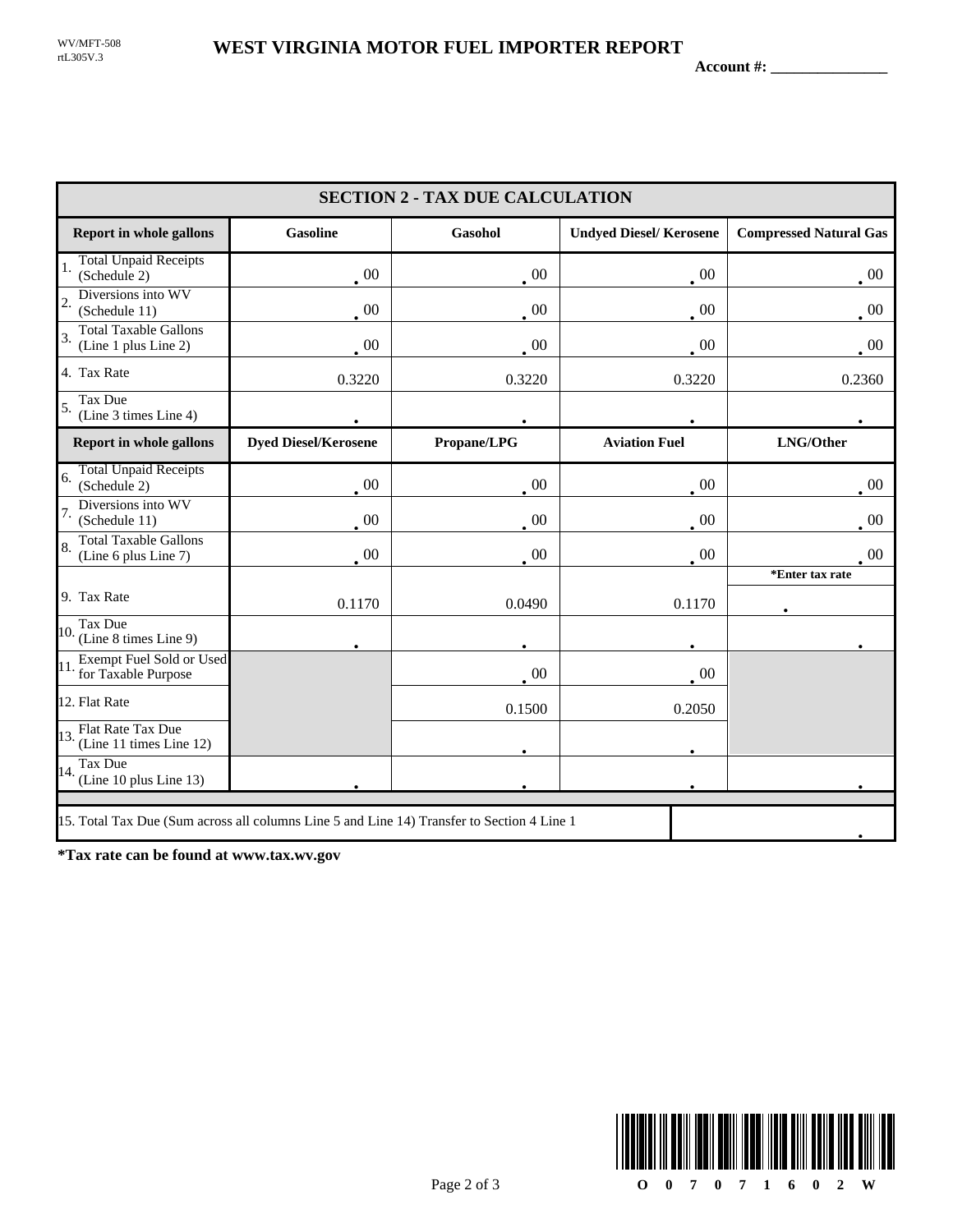WV/MFT-508
rtL305V.3

# WEST VIRGINIA MOTOR FUEL IMPORTER REPORT

**Account #: _______________**

## SECTION 2 - TAX DUE CALCULATION

| Report in whole gallons | Gasoline | Gasohol | Undyed Diesel/ Kerosene | Compressed Natural Gas |
|---|---|---|---|---|
| 1. Total Unpaid Receipts (Schedule 2) | . 00 | . 00 | . 00 | . 00 |
| 2. Diversions into WV (Schedule 11) | . 00 | . 00 | . 00 | . 00 |
| 3. Total Taxable Gallons (Line 1 plus Line 2) | . 00 | . 00 | . 00 | . 00 |
| 4. Tax Rate | 0.3220 | 0.3220 | 0.3220 | 0.2360 |
| 5. Tax Due (Line 3 times Line 4) | . | . | . | . |
| **Report in whole gallons** | **Dyed Diesel/Kerosene** | **Propane/LPG** | **Aviation Fuel** | **LNG/Other** |
| 6. Total Unpaid Receipts (Schedule 2) | . 00 | . 00 | . 00 | . 00 |
| 7. Diversions into WV (Schedule 11) | . 00 | . 00 | . 00 | . 00 |
| 8. Total Taxable Gallons (Line 6 plus Line 7) | . 00 | . 00 | . 00 | . 00 |
| 9. Tax Rate | 0.1170 | 0.0490 | 0.1170 | *Enter tax rate . |
| 10. Tax Due (Line 8 times Line 9) | . | . | . | . |
| 11. Exempt Fuel Sold or Used for Taxable Purpose | | . 00 | . 00 | |
| 12. Flat Rate | | 0.1500 | 0.2050 | |
| 13. Flat Rate Tax Due (Line 11 times Line 12) | | . | . | |
| 14. Tax Due (Line 10 plus Line 13) | . | . | . | . |

| 15. Total Tax Due (Sum across all columns Line 5 and Line 14) Transfer to Section 4 Line 1 | . |
|---|---|

**\*Tax rate can be found at www.tax.wv.gov**

O 0 7 0 7 1 6 0 2 W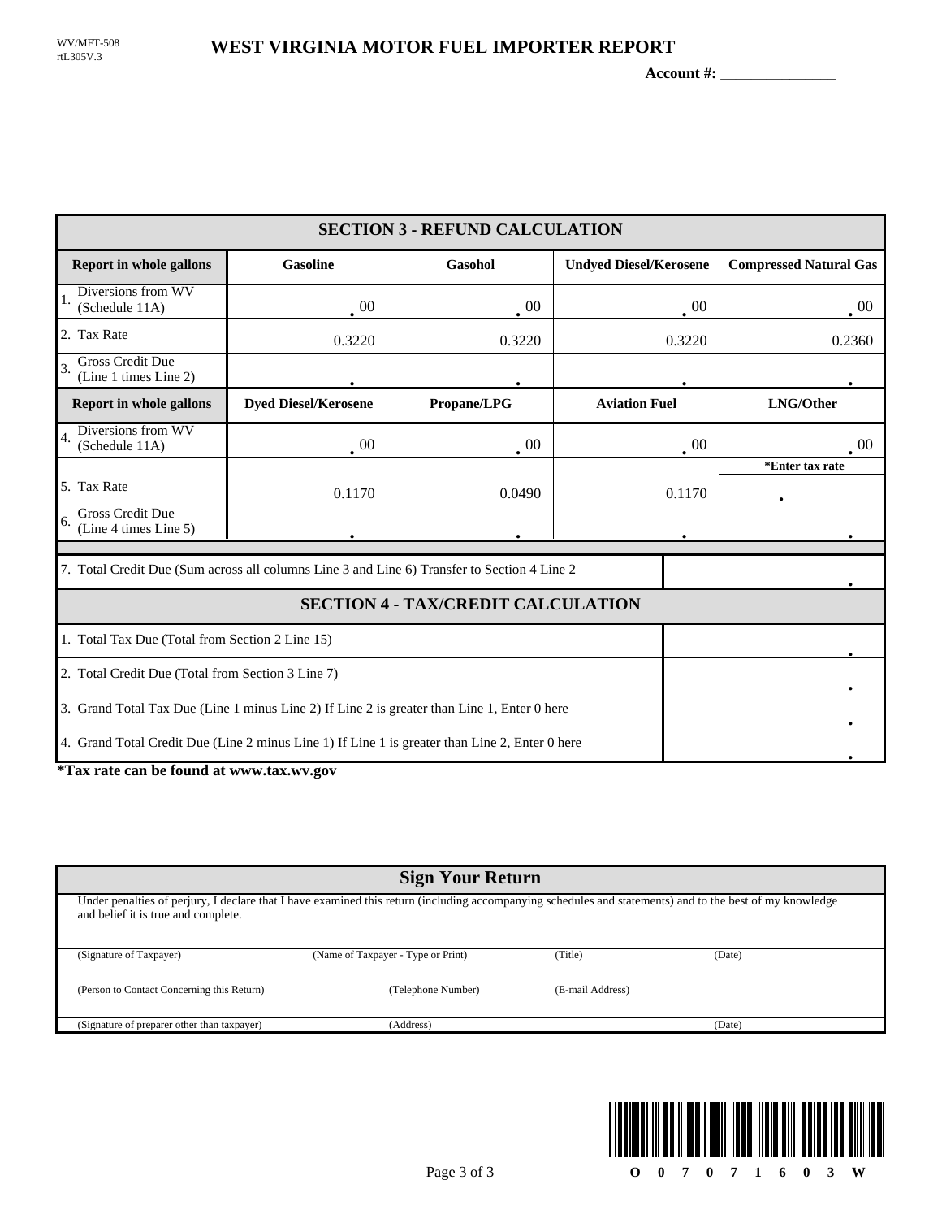WV/MFT-508
rtL305V.3

# WEST VIRGINIA MOTOR FUEL IMPORTER REPORT

**Account #: _______________**

## SECTION 3 - REFUND CALCULATION

| Report in whole gallons | Gasoline | Gasohol | Undyed Diesel/Kerosene | Compressed Natural Gas |
|---|---|---|---|---|
| 1. Diversions from WV (Schedule 11A) | . 00 | . 00 | . 00 | . 00 |
| 2. Tax Rate | 0.3220 | 0.3220 | 0.3220 | 0.2360 |
| 3. Gross Credit Due (Line 1 times Line 2) | . | . | . | . |
| **Report in whole gallons** | **Dyed Diesel/Kerosene** | **Propane/LPG** | **Aviation Fuel** | **LNG/Other** |
| 4. Diversions from WV (Schedule 11A) | . 00 | . 00 | . 00 | . 00 |
| 5. Tax Rate | 0.1170 | 0.0490 | 0.1170 | *Enter tax rate . |
| 6. Gross Credit Due (Line 4 times Line 5) | . | . | . | . |

| | |
|---|---|
| 7. Total Credit Due (Sum across all columns Line 3 and Line 6) Transfer to Section 4 Line 2 | . |

## SECTION 4 - TAX/CREDIT CALCULATION

| | |
|---|---|
| 1. Total Tax Due (Total from Section 2 Line 15) | . |
| 2. Total Credit Due (Total from Section 3 Line 7) | . |
| 3. Grand Total Tax Due (Line 1 minus Line 2) If Line 2 is greater than Line 1, Enter 0 here | . |
| 4. Grand Total Credit Due (Line 2 minus Line 1) If Line 1 is greater than Line 2, Enter 0 here | . |

***Tax rate can be found at www.tax.wv.gov**

## Sign Your Return

Under penalties of perjury, I declare that I have examined this return (including accompanying schedules and statements) and to the best of my knowledge and belief it is true and complete.

| | | | |
|---|---|---|---|
| (Signature of Taxpayer) | (Name of Taxpayer - Type or Print) | (Title) | (Date) |
| (Person to Contact Concerning this Return) | (Telephone Number) | (E-mail Address) | |
| (Signature of preparer other than taxpayer) | (Address) | | (Date) |

O 0 7 0 7 1 6 0 3 W